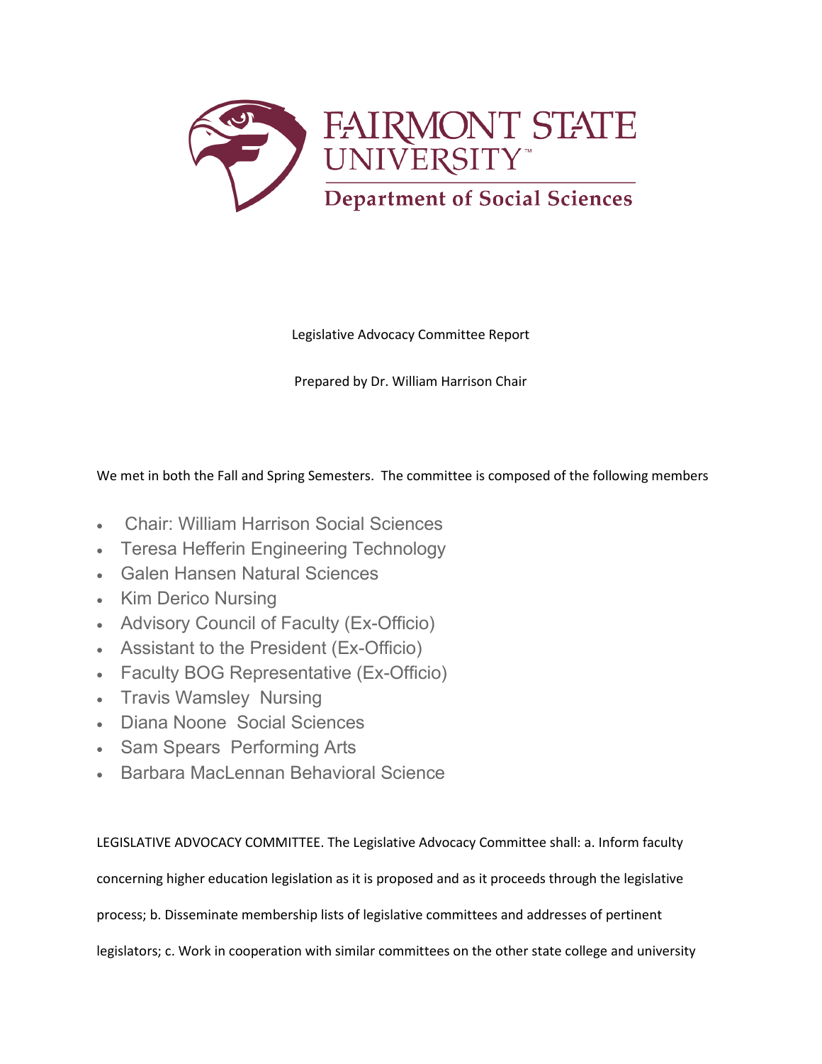FAIRMONT STATE UNIVERSITY

Department of Social Sciences

Legislative Advocacy Committee Report

Prepared by Dr. William Harrison Chair

We met in both the Fall and Spring Semesters. The committee is composed of the following members

- Chair: William Harrison Social Sciences
- Teresa Hefferin Engineering Technology
- Galen Hansen Natural Sciences
- Kim Derico Nursing
- Advisory Council of Faculty (Ex-Officio)
- Assistant to the President (Ex-Officio)
- Faculty BOG Representative (Ex-Officio)
- Travis Wamsley Nursing
- Diana Noone Social Sciences
- Sam Spears Performing Arts
- Barbara MacLennan Behavioral Science

LEGISLATIVE ADVOCACY COMMITTEE. The Legislative Advocacy Committee shall: a. Inform faculty concerning higher education legislation as it is proposed and as it proceeds through the legislative process; b. Disseminate membership lists of legislative committees and addresses of pertinent legislators; c. Work in cooperation with similar committees on the other state college and university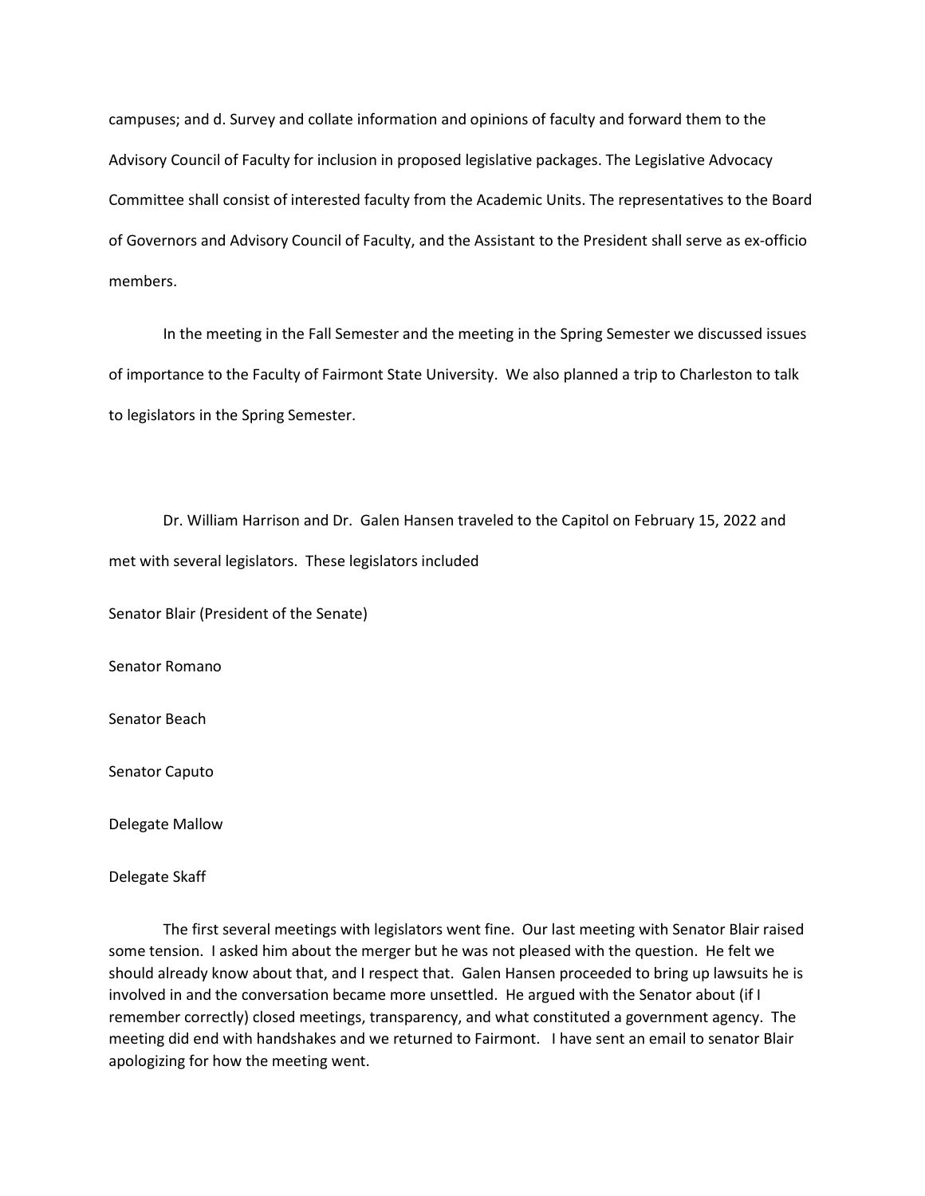campuses; and d. Survey and collate information and opinions of faculty and forward them to the Advisory Council of Faculty for inclusion in proposed legislative packages. The Legislative Advocacy Committee shall consist of interested faculty from the Academic Units. The representatives to the Board of Governors and Advisory Council of Faculty, and the Assistant to the President shall serve as ex-officio members.

In the meeting in the Fall Semester and the meeting in the Spring Semester we discussed issues of importance to the Faculty of Fairmont State University. We also planned a trip to Charleston to talk to legislators in the Spring Semester.

Dr. William Harrison and Dr. Galen Hansen traveled to the Capitol on February 15, 2022 and met with several legislators. These legislators included

Senator Blair (President of the Senate)

Senator Romano

Senator Beach

Senator Caputo

Delegate Mallow

Delegate Skaff

The first several meetings with legislators went fine. Our last meeting with Senator Blair raised some tension. I asked him about the merger but he was not pleased with the question. He felt we should already know about that, and I respect that. Galen Hansen proceeded to bring up lawsuits he is involved in and the conversation became more unsettled. He argued with the Senator about (if I remember correctly) closed meetings, transparency, and what constituted a government agency. The meeting did end with handshakes and we returned to Fairmont. I have sent an email to senator Blair apologizing for how the meeting went.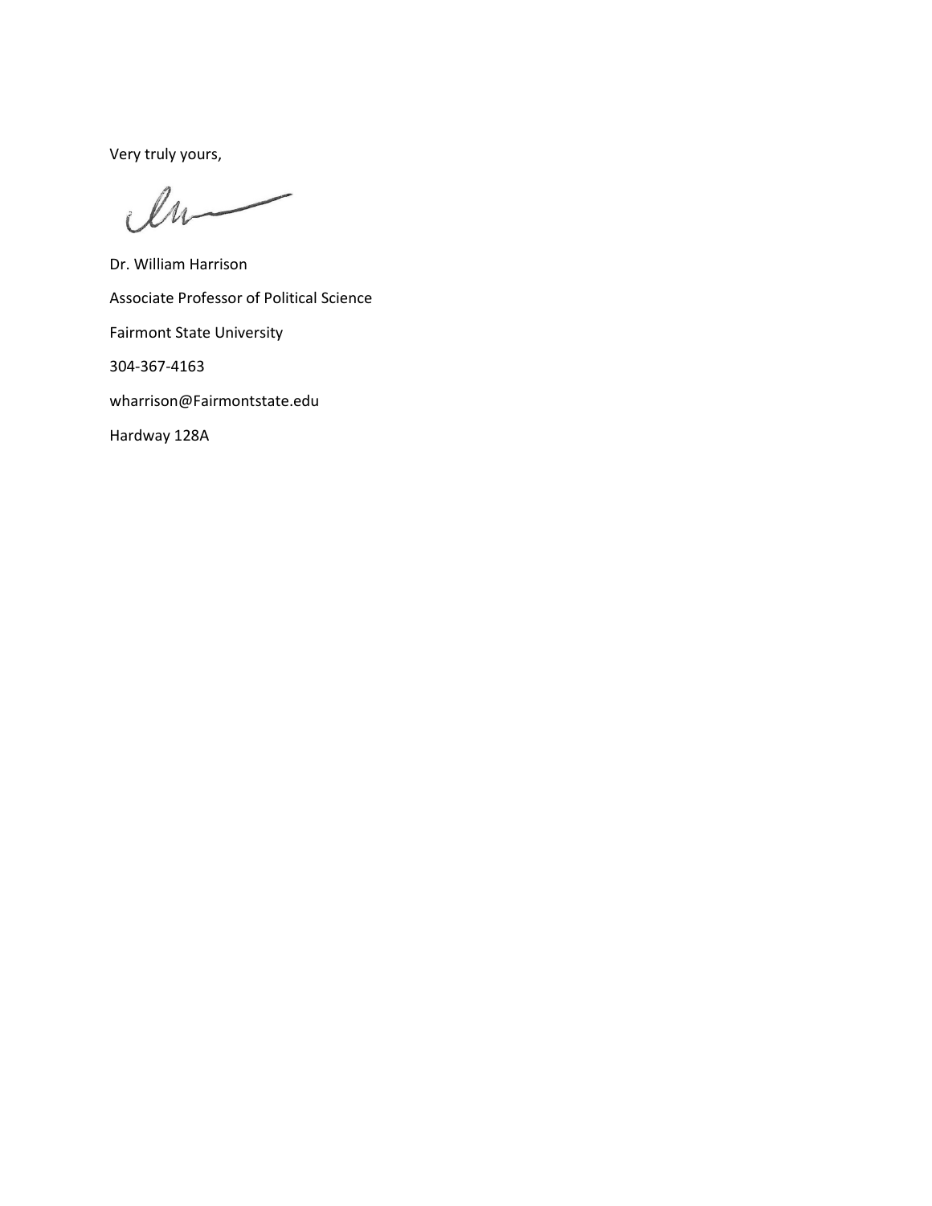Very truly yours,

Dr. William Harrison

Associate Professor of Political Science

Fairmont State University

304-367-4163

wharrison@Fairmontstate.edu

Hardway 128A